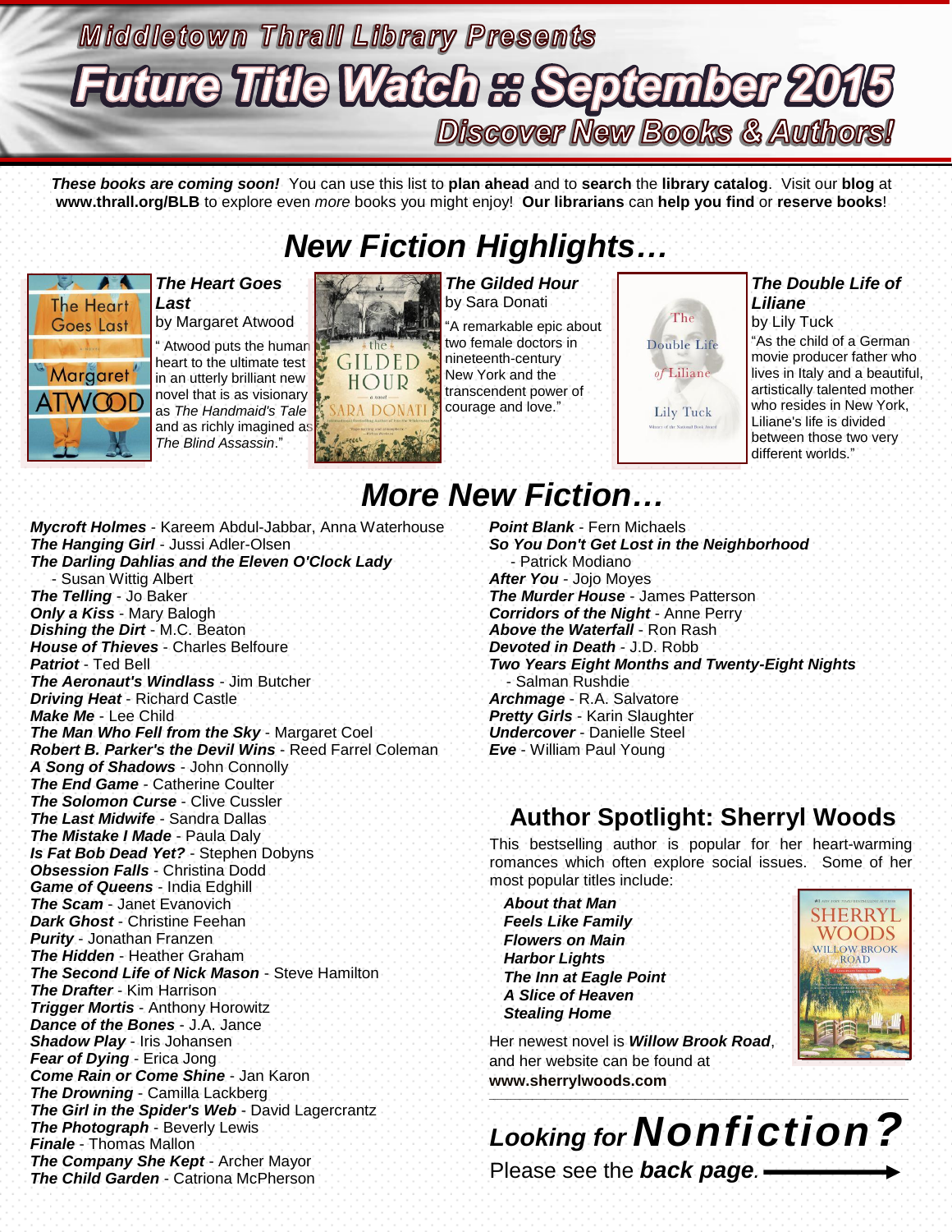# Middletown Thrall Library Presents

# Future Title Watch :: September 2015

## Discover New Books & Authors!

***These books are coming soon!*** You can use this list to **plan ahead** and to **search** the **library catalog**. Visit our **blog** at **www.thrall.org/BLB** to explore even *more* books you might enjoy! **Our librarians** can **help you find** or **reserve books**!

## *New Fiction Highlights…*

***The Heart Goes Last***
by Margaret Atwood
" Atwood puts the human heart to the ultimate test in an utterly brilliant new novel that is as visionary as *The Handmaid's Tale* and as richly imagined as *The Blind Assassin*."

***The Gilded Hour***
by Sara Donati
"A remarkable epic about two female doctors in nineteenth-century New York and the transcendent power of courage and love."

***The Double Life of Liliane***
by Lily Tuck
"As the child of a German movie producer father who lives in Italy and a beautiful, artistically talented mother who resides in New York, Liliane's life is divided between those two very different worlds."

## *More New Fiction…*

***Mycroft Holmes*** - Kareem Abdul-Jabbar, Anna Waterhouse
***The Hanging Girl*** - Jussi Adler-Olsen
***The Darling Dahlias and the Eleven O'Clock Lady*** - Susan Wittig Albert
***The Telling*** - Jo Baker
***Only a Kiss*** - Mary Balogh
***Dishing the Dirt*** - M.C. Beaton
***House of Thieves*** - Charles Belfoure
***Patriot*** - Ted Bell
***The Aeronaut's Windlass*** - Jim Butcher
***Driving Heat*** - Richard Castle
***Make Me*** - Lee Child
***The Man Who Fell from the Sky*** - Margaret Coel
***Robert B. Parker's the Devil Wins*** - Reed Farrel Coleman
***A Song of Shadows*** - John Connolly
***The End Game*** - Catherine Coulter
***The Solomon Curse*** - Clive Cussler
***The Last Midwife*** - Sandra Dallas
***The Mistake I Made*** - Paula Daly
***Is Fat Bob Dead Yet?*** - Stephen Dobyns
***Obsession Falls*** - Christina Dodd
***Game of Queens*** - India Edghill
***The Scam*** - Janet Evanovich
***Dark Ghost*** - Christine Feehan
***Purity*** - Jonathan Franzen
***The Hidden*** - Heather Graham
***The Second Life of Nick Mason*** - Steve Hamilton
***The Drafter*** - Kim Harrison
***Trigger Mortis*** - Anthony Horowitz
***Dance of the Bones*** - J.A. Jance
***Shadow Play*** - Iris Johansen
***Fear of Dying*** - Erica Jong
***Come Rain or Come Shine*** - Jan Karon
***The Drowning*** - Camilla Lackberg
***The Girl in the Spider's Web*** - David Lagercrantz
***The Photograph*** - Beverly Lewis
***Finale*** - Thomas Mallon
***The Company She Kept*** - Archer Mayor
***The Child Garden*** - Catriona McPherson
***Point Blank*** - Fern Michaels
***So You Don't Get Lost in the Neighborhood*** - Patrick Modiano
***After You*** - Jojo Moyes
***The Murder House*** - James Patterson
***Corridors of the Night*** - Anne Perry
***Above the Waterfall*** - Ron Rash
***Devoted in Death*** - J.D. Robb
***Two Years Eight Months and Twenty-Eight Nights*** - Salman Rushdie
***Archmage*** - R.A. Salvatore
***Pretty Girls*** - Karin Slaughter
***Undercover*** - Danielle Steel
***Eve*** - William Paul Young

## Author Spotlight: Sherryl Woods

This bestselling author is popular for her heart-warming romances which often explore social issues. Some of her most popular titles include:

***About that Man***
***Feels Like Family***
***Flowers on Main***
***Harbor Lights***
***The Inn at Eagle Point***
***A Slice of Heaven***
***Stealing Home***

Her newest novel is ***Willow Brook Road***, and her website can be found at **www.sherrylwoods.com**

## *Looking for Nonfiction?*

Please see the ***back page.*** ⟶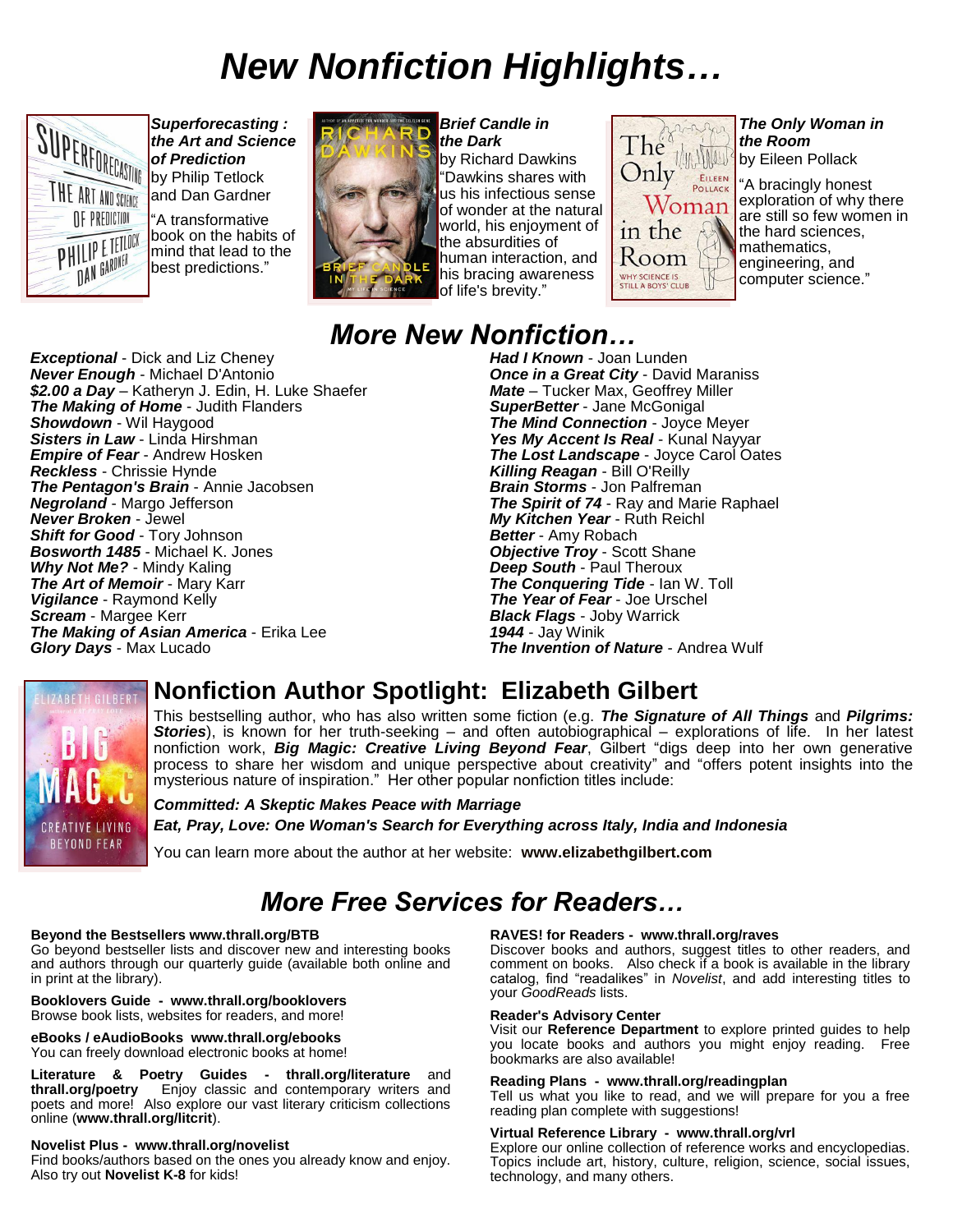# *New Nonfiction Highlights…*

***Superforecasting : the Art and Science of Prediction*** by Philip Tetlock and Dan Gardner

"A transformative book on the habits of mind that lead to the best predictions."

***Brief Candle in the Dark*** by Richard Dawkins

"Dawkins shares with us his infectious sense of wonder at the natural world, his enjoyment of the absurdities of human interaction, and his bracing awareness of life's brevity."

***The Only Woman in the Room*** by Eileen Pollack

"A bracingly honest exploration of why there are still so few women in the hard sciences, mathematics, engineering, and computer science."

## *More New Nonfiction…*

***Exceptional*** - Dick and Liz Cheney
***Never Enough*** - Michael D'Antonio
***$2.00 a Day*** – Katheryn J. Edin, H. Luke Shaefer
***The Making of Home*** - Judith Flanders
***Showdown*** - Wil Haygood
***Sisters in Law*** - Linda Hirshman
***Empire of Fear*** - Andrew Hosken
***Reckless*** - Chrissie Hynde
***The Pentagon's Brain*** - Annie Jacobsen
***Negroland*** - Margo Jefferson
***Never Broken*** - Jewel
***Shift for Good*** - Tory Johnson
***Bosworth 1485*** - Michael K. Jones
***Why Not Me?*** - Mindy Kaling
***The Art of Memoir*** - Mary Karr
***Vigilance*** - Raymond Kelly
***Scream*** - Margee Kerr
***The Making of Asian America*** - Erika Lee
***Glory Days*** - Max Lucado
***Had I Known*** - Joan Lunden
***Once in a Great City*** - David Maraniss
***Mate*** – Tucker Max, Geoffrey Miller
***SuperBetter*** - Jane McGonigal
***The Mind Connection*** - Joyce Meyer
***Yes My Accent Is Real*** - Kunal Nayyar
***The Lost Landscape*** - Joyce Carol Oates
***Killing Reagan*** - Bill O'Reilly
***Brain Storms*** - Jon Palfreman
***The Spirit of 74*** - Ray and Marie Raphael
***My Kitchen Year*** - Ruth Reichl
***Better*** - Amy Robach
***Objective Troy*** - Scott Shane
***Deep South*** - Paul Theroux
***The Conquering Tide*** - Ian W. Toll
***The Year of Fear*** - Joe Urschel
***Black Flags*** - Joby Warrick
***1944*** - Jay Winik
***The Invention of Nature*** - Andrea Wulf

## Nonfiction Author Spotlight: Elizabeth Gilbert

This bestselling author, who has also written some fiction (e.g. ***The Signature of All Things*** and ***Pilgrims: Stories***), is known for her truth-seeking – and often autobiographical – explorations of life. In her latest nonfiction work, ***Big Magic: Creative Living Beyond Fear***, Gilbert "digs deep into her own generative process to share her wisdom and unique perspective about creativity" and "offers potent insights into the mysterious nature of inspiration." Her other popular nonfiction titles include:

***Committed: A Skeptic Makes Peace with Marriage***

***Eat, Pray, Love: One Woman's Search for Everything across Italy, India and Indonesia***

You can learn more about the author at her website: **www.elizabethgilbert.com**

## *More Free Services for Readers…*

**Beyond the Bestsellers www.thrall.org/BTB**
Go beyond bestseller lists and discover new and interesting books and authors through our quarterly guide (available both online and in print at the library).

**Booklovers Guide - www.thrall.org/booklovers**
Browse book lists, websites for readers, and more!

**eBooks / eAudioBooks www.thrall.org/ebooks**
You can freely download electronic books at home!

**Literature & Poetry Guides - thrall.org/literature** and **thrall.org/poetry** Enjoy classic and contemporary writers and poets and more! Also explore our vast literary criticism collections online (**www.thrall.org/litcrit**).

**Novelist Plus - www.thrall.org/novelist**
Find books/authors based on the ones you already know and enjoy. Also try out **Novelist K-8** for kids!

**RAVES! for Readers - www.thrall.org/raves**
Discover books and authors, suggest titles to other readers, and comment on books. Also check if a book is available in the library catalog, find "readalikes" in *Novelist*, and add interesting titles to your *GoodReads* lists.

**Reader's Advisory Center**
Visit our **Reference Department** to explore printed guides to help you locate books and authors you might enjoy reading. Free bookmarks are also available!

**Reading Plans - www.thrall.org/readingplan**
Tell us what you like to read, and we will prepare for you a free reading plan complete with suggestions!

**Virtual Reference Library - www.thrall.org/vrl**
Explore our online collection of reference works and encyclopedias. Topics include art, history, culture, religion, science, social issues, technology, and many others.